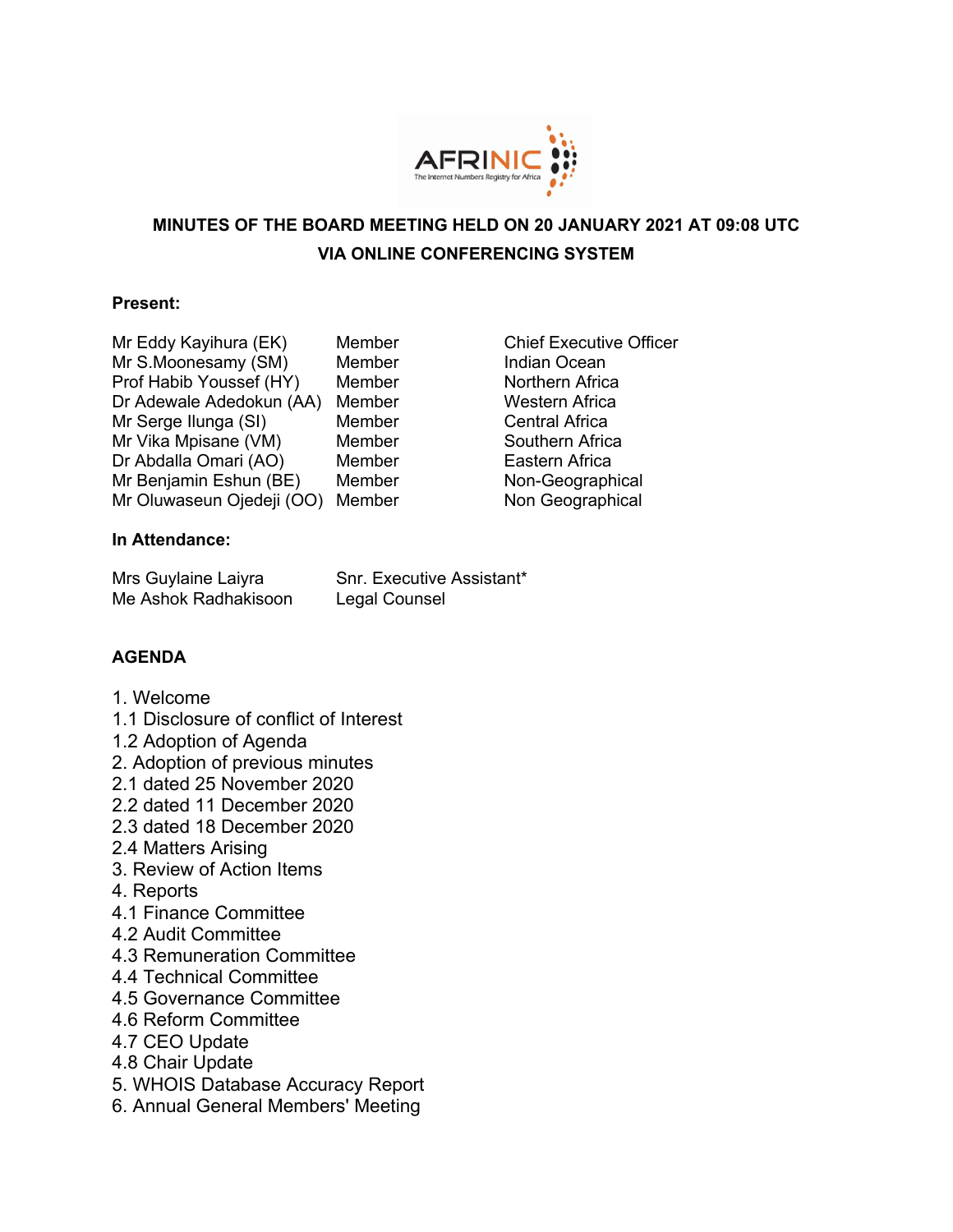# MINUTES OF THE BOARD MEETING HELD ON 20 JANUARY 2021 AT 09:08 UTC VIA ONLINE CONFERENCING SYSTEM

**Present:**

| | | |
|---|---|---|
| Mr Eddy Kayihura (EK) | Member | Chief Executive Officer |
| Mr S.Moonesamy (SM) | Member | Indian Ocean |
| Prof Habib Youssef (HY) | Member | Northern Africa |
| Dr Adewale Adedokun (AA) | Member | Western Africa |
| Mr Serge Ilunga (SI) | Member | Central Africa |
| Mr Vika Mpisane (VM) | Member | Southern Africa |
| Dr Abdalla Omari (AO) | Member | Eastern Africa |
| Mr Benjamin Eshun (BE) | Member | Non-Geographical |
| Mr Oluwaseun Ojedeji (OO) | Member | Non Geographical |

**In Attendance:**

| | |
|---|---|
| Mrs Guylaine Laiyra | Snr. Executive Assistant* |
| Me Ashok Radhakisoon | Legal Counsel |

**AGENDA**

1. Welcome
1.1 Disclosure of conflict of Interest
1.2 Adoption of Agenda
2. Adoption of previous minutes
2.1 dated 25 November 2020
2.2 dated 11 December 2020
2.3 dated 18 December 2020
2.4 Matters Arising
3. Review of Action Items
4. Reports
4.1 Finance Committee
4.2 Audit Committee
4.3 Remuneration Committee
4.4 Technical Committee
4.5 Governance Committee
4.6 Reform Committee
4.7 CEO Update
4.8 Chair Update
5. WHOIS Database Accuracy Report
6. Annual General Members' Meeting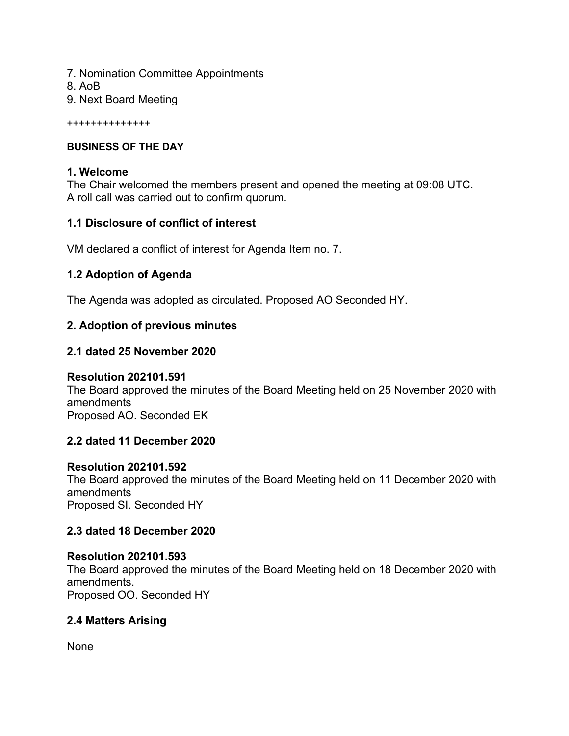7. Nomination Committee Appointments
8. AoB
9. Next Board Meeting

++++++++++++++

**BUSINESS OF THE DAY**

### 1. Welcome

The Chair welcomed the members present and opened the meeting at 09:08 UTC.
A roll call was carried out to confirm quorum.

### 1.1 Disclosure of conflict of interest

VM declared a conflict of interest for Agenda Item no. 7.

### 1.2 Adoption of Agenda

The Agenda was adopted as circulated. Proposed AO Seconded HY.

### 2. Adoption of previous minutes

### 2.1 dated 25 November 2020

**Resolution 202101.591**
The Board approved the minutes of the Board Meeting held on 25 November 2020 with amendments
Proposed AO. Seconded EK

### 2.2 dated 11 December 2020

**Resolution 202101.592**
The Board approved the minutes of the Board Meeting held on 11 December 2020 with amendments
Proposed SI. Seconded HY

### 2.3 dated 18 December 2020

**Resolution 202101.593**
The Board approved the minutes of the Board Meeting held on 18 December 2020 with amendments.
Proposed OO. Seconded HY

### 2.4 Matters Arising

None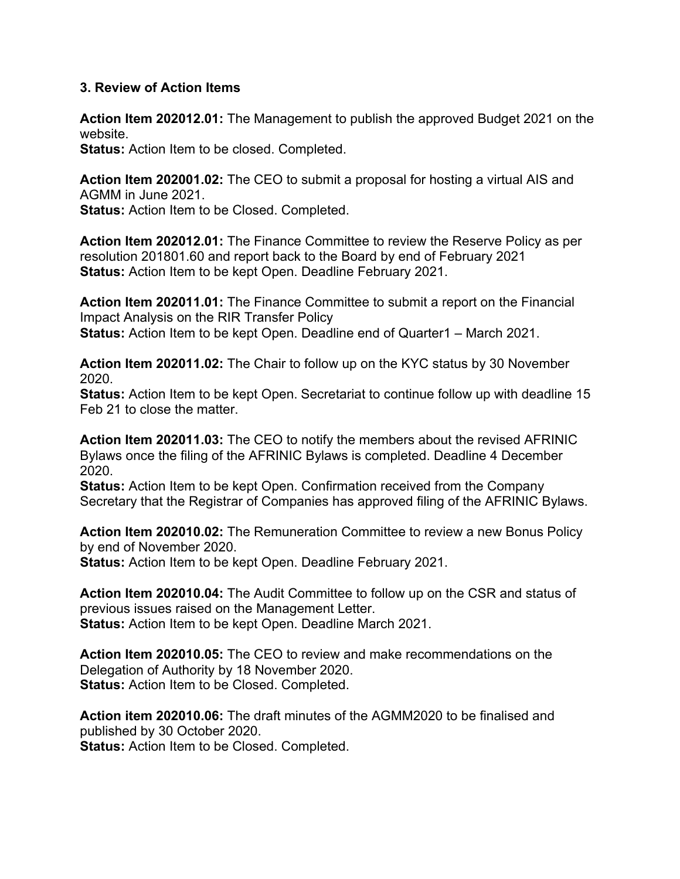### 3. Review of Action Items

**Action Item 202012.01:** The Management to publish the approved Budget 2021 on the website.
**Status:** Action Item to be closed. Completed.

**Action Item 202001.02:** The CEO to submit a proposal for hosting a virtual AIS and AGMM in June 2021.
**Status:** Action Item to be Closed. Completed.

**Action Item 202012.01:** The Finance Committee to review the Reserve Policy as per resolution 201801.60 and report back to the Board by end of February 2021
**Status:** Action Item to be kept Open. Deadline February 2021.

**Action Item 202011.01:** The Finance Committee to submit a report on the Financial Impact Analysis on the RIR Transfer Policy
**Status:** Action Item to be kept Open. Deadline end of Quarter1 – March 2021.

**Action Item 202011.02:** The Chair to follow up on the KYC status by 30 November 2020.
**Status:** Action Item to be kept Open. Secretariat to continue follow up with deadline 15 Feb 21 to close the matter.

**Action Item 202011.03:** The CEO to notify the members about the revised AFRINIC Bylaws once the filing of the AFRINIC Bylaws is completed. Deadline 4 December 2020.
**Status:** Action Item to be kept Open. Confirmation received from the Company Secretary that the Registrar of Companies has approved filing of the AFRINIC Bylaws.

**Action Item 202010.02:** The Remuneration Committee to review a new Bonus Policy by end of November 2020.
**Status:** Action Item to be kept Open. Deadline February 2021.

**Action Item 202010.04:** The Audit Committee to follow up on the CSR and status of previous issues raised on the Management Letter.
**Status:** Action Item to be kept Open. Deadline March 2021.

**Action Item 202010.05:** The CEO to review and make recommendations on the Delegation of Authority by 18 November 2020.
**Status:** Action Item to be Closed. Completed.

**Action item 202010.06:** The draft minutes of the AGMM2020 to be finalised and published by 30 October 2020.
**Status:** Action Item to be Closed. Completed.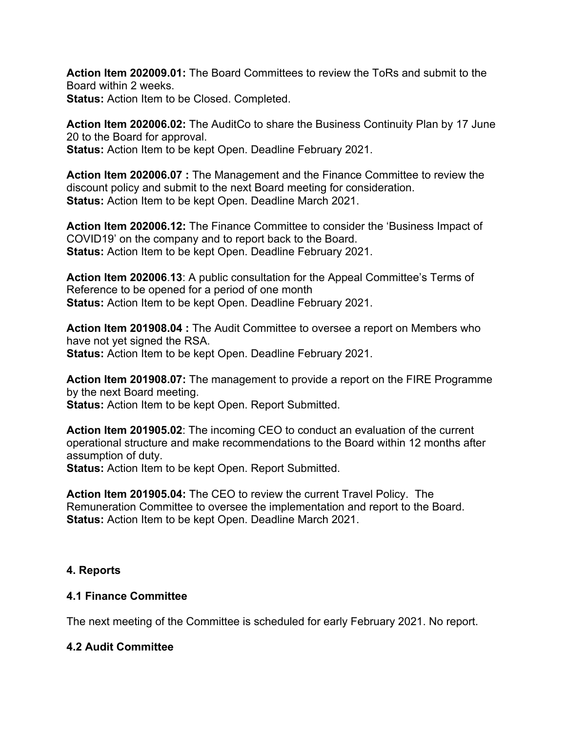**Action Item 202009.01:** The Board Committees to review the ToRs and submit to the Board within 2 weeks.
**Status:** Action Item to be Closed. Completed.

**Action Item 202006.02:** The AuditCo to share the Business Continuity Plan by 17 June 20 to the Board for approval.
**Status:** Action Item to be kept Open. Deadline February 2021.

**Action Item 202006.07 :** The Management and the Finance Committee to review the discount policy and submit to the next Board meeting for consideration.
**Status:** Action Item to be kept Open. Deadline March 2021.

**Action Item 202006.12:** The Finance Committee to consider the 'Business Impact of COVID19' on the company and to report back to the Board.
**Status:** Action Item to be kept Open. Deadline February 2021.

**Action Item 202006.13**: A public consultation for the Appeal Committee's Terms of Reference to be opened for a period of one month
**Status:** Action Item to be kept Open. Deadline February 2021.

**Action Item 201908.04 :** The Audit Committee to oversee a report on Members who have not yet signed the RSA.
**Status:** Action Item to be kept Open. Deadline February 2021.

**Action Item 201908.07:** The management to provide a report on the FIRE Programme by the next Board meeting.
**Status:** Action Item to be kept Open. Report Submitted.

**Action Item 201905.02**: The incoming CEO to conduct an evaluation of the current operational structure and make recommendations to the Board within 12 months after assumption of duty.
**Status:** Action Item to be kept Open. Report Submitted.

**Action Item 201905.04:** The CEO to review the current Travel Policy. The Remuneration Committee to oversee the implementation and report to the Board.
**Status:** Action Item to be kept Open. Deadline March 2021.

## 4. Reports

### 4.1 Finance Committee

The next meeting of the Committee is scheduled for early February 2021. No report.

### 4.2 Audit Committee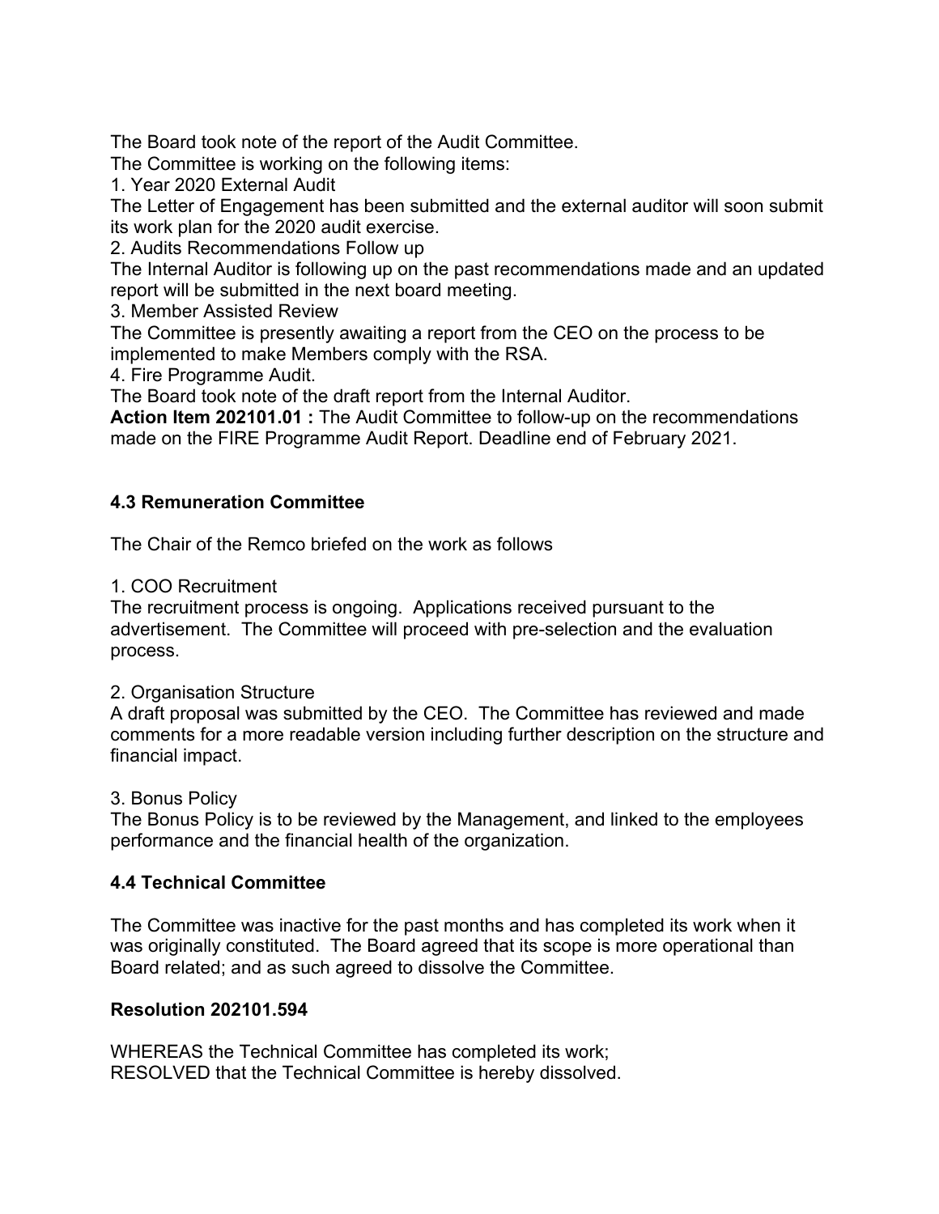The Board took note of the report of the Audit Committee.

The Committee is working on the following items:

1. Year 2020 External Audit

The Letter of Engagement has been submitted and the external auditor will soon submit its work plan for the 2020 audit exercise.

2. Audits Recommendations Follow up

The Internal Auditor is following up on the past recommendations made and an updated report will be submitted in the next board meeting.

3. Member Assisted Review

The Committee is presently awaiting a report from the CEO on the process to be implemented to make Members comply with the RSA.

4. Fire Programme Audit.

The Board took note of the draft report from the Internal Auditor.

**Action Item 202101.01 :** The Audit Committee to follow-up on the recommendations made on the FIRE Programme Audit Report. Deadline end of February 2021.

### 4.3 Remuneration Committee

The Chair of the Remco briefed on the work as follows

1. COO Recruitment

The recruitment process is ongoing. Applications received pursuant to the advertisement. The Committee will proceed with pre-selection and the evaluation process.

2. Organisation Structure

A draft proposal was submitted by the CEO. The Committee has reviewed and made comments for a more readable version including further description on the structure and financial impact.

3. Bonus Policy

The Bonus Policy is to be reviewed by the Management, and linked to the employees performance and the financial health of the organization.

### 4.4 Technical Committee

The Committee was inactive for the past months and has completed its work when it was originally constituted. The Board agreed that its scope is more operational than Board related; and as such agreed to dissolve the Committee.

**Resolution 202101.594**

WHEREAS the Technical Committee has completed its work;
RESOLVED that the Technical Committee is hereby dissolved.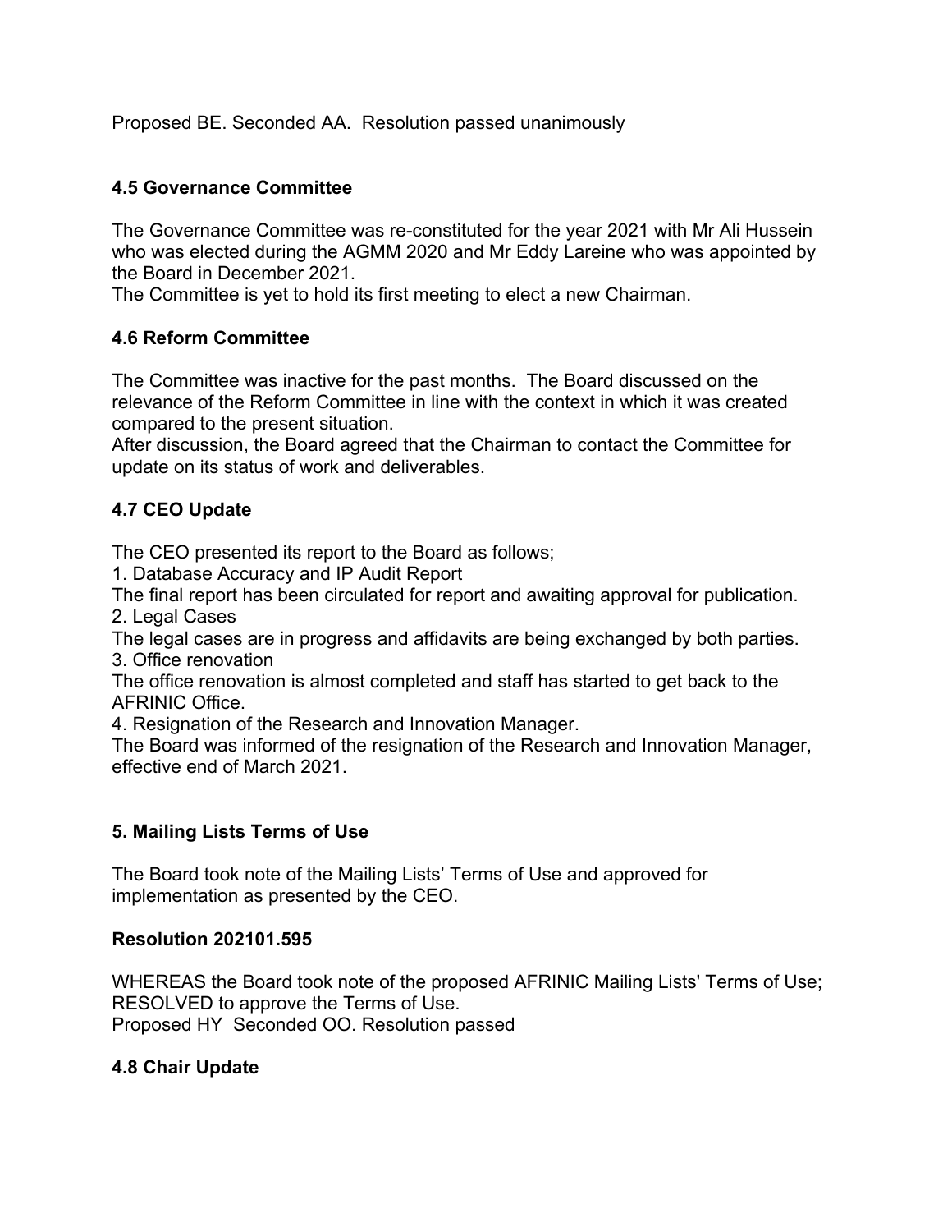Proposed BE. Seconded AA. Resolution passed unanimously

### 4.5 Governance Committee

The Governance Committee was re-constituted for the year 2021 with Mr Ali Hussein who was elected during the AGMM 2020 and Mr Eddy Lareine who was appointed by the Board in December 2021.
The Committee is yet to hold its first meeting to elect a new Chairman.

### 4.6 Reform Committee

The Committee was inactive for the past months. The Board discussed on the relevance of the Reform Committee in line with the context in which it was created compared to the present situation.
After discussion, the Board agreed that the Chairman to contact the Committee for update on its status of work and deliverables.

### 4.7 CEO Update

The CEO presented its report to the Board as follows;

1. Database Accuracy and IP Audit Report
The final report has been circulated for report and awaiting approval for publication.
2. Legal Cases
The legal cases are in progress and affidavits are being exchanged by both parties.
3. Office renovation
The office renovation is almost completed and staff has started to get back to the AFRINIC Office.
4. Resignation of the Research and Innovation Manager.
The Board was informed of the resignation of the Research and Innovation Manager, effective end of March 2021.

### 5. Mailing Lists Terms of Use

The Board took note of the Mailing Lists' Terms of Use and approved for implementation as presented by the CEO.

**Resolution 202101.595**

WHEREAS the Board took note of the proposed AFRINIC Mailing Lists' Terms of Use;
RESOLVED to approve the Terms of Use.
Proposed HY Seconded OO. Resolution passed

### 4.8 Chair Update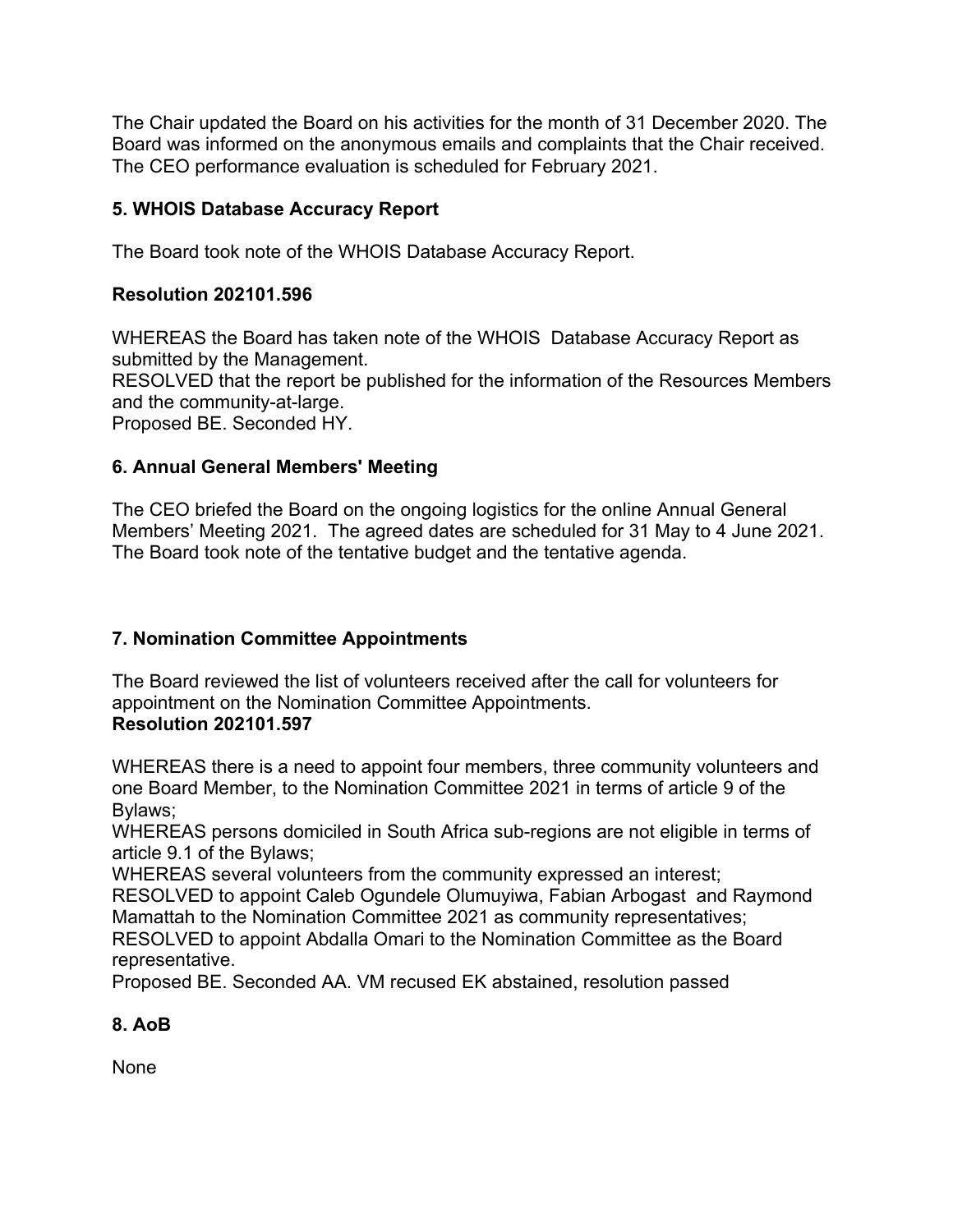The Chair updated the Board on his activities for the month of 31 December 2020. The Board was informed on the anonymous emails and complaints that the Chair received. The CEO performance evaluation is scheduled for February 2021.

### 5. WHOIS Database Accuracy Report

The Board took note of the WHOIS Database Accuracy Report.

### Resolution 202101.596

WHEREAS the Board has taken note of the WHOIS Database Accuracy Report as submitted by the Management.
RESOLVED that the report be published for the information of the Resources Members and the community-at-large.
Proposed BE. Seconded HY.

### 6. Annual General Members' Meeting

The CEO briefed the Board on the ongoing logistics for the online Annual General Members' Meeting 2021. The agreed dates are scheduled for 31 May to 4 June 2021. The Board took note of the tentative budget and the tentative agenda.

### 7. Nomination Committee Appointments

The Board reviewed the list of volunteers received after the call for volunteers for appointment on the Nomination Committee Appointments.

### Resolution 202101.597

WHEREAS there is a need to appoint four members, three community volunteers and one Board Member, to the Nomination Committee 2021 in terms of article 9 of the Bylaws;
WHEREAS persons domiciled in South Africa sub-regions are not eligible in terms of article 9.1 of the Bylaws;
WHEREAS several volunteers from the community expressed an interest;
RESOLVED to appoint Caleb Ogundele Olumuyiwa, Fabian Arbogast and Raymond Mamattah to the Nomination Committee 2021 as community representatives;
RESOLVED to appoint Abdalla Omari to the Nomination Committee as the Board representative.
Proposed BE. Seconded AA. VM recused EK abstained, resolution passed

### 8. AoB

None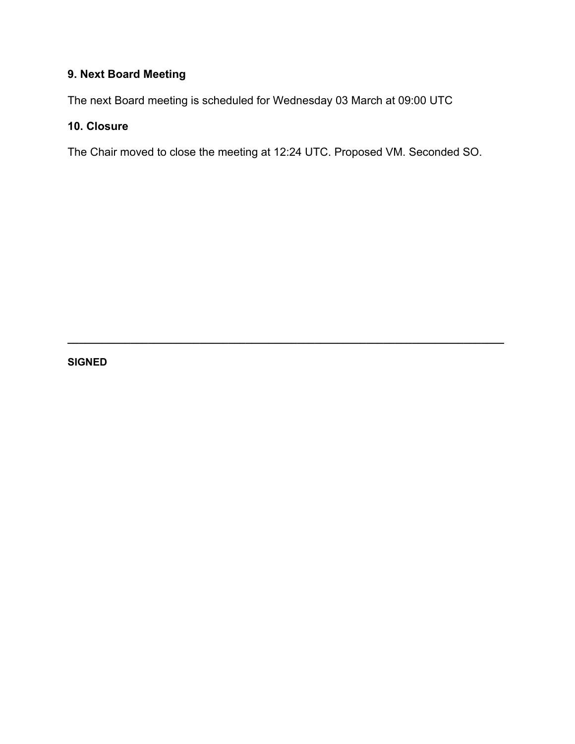### 9. Next Board Meeting

The next Board meeting is scheduled for Wednesday 03 March at 09:00 UTC

### 10. Closure

The Chair moved to close the meeting at 12:24 UTC. Proposed VM. Seconded SO.

---

**SIGNED**